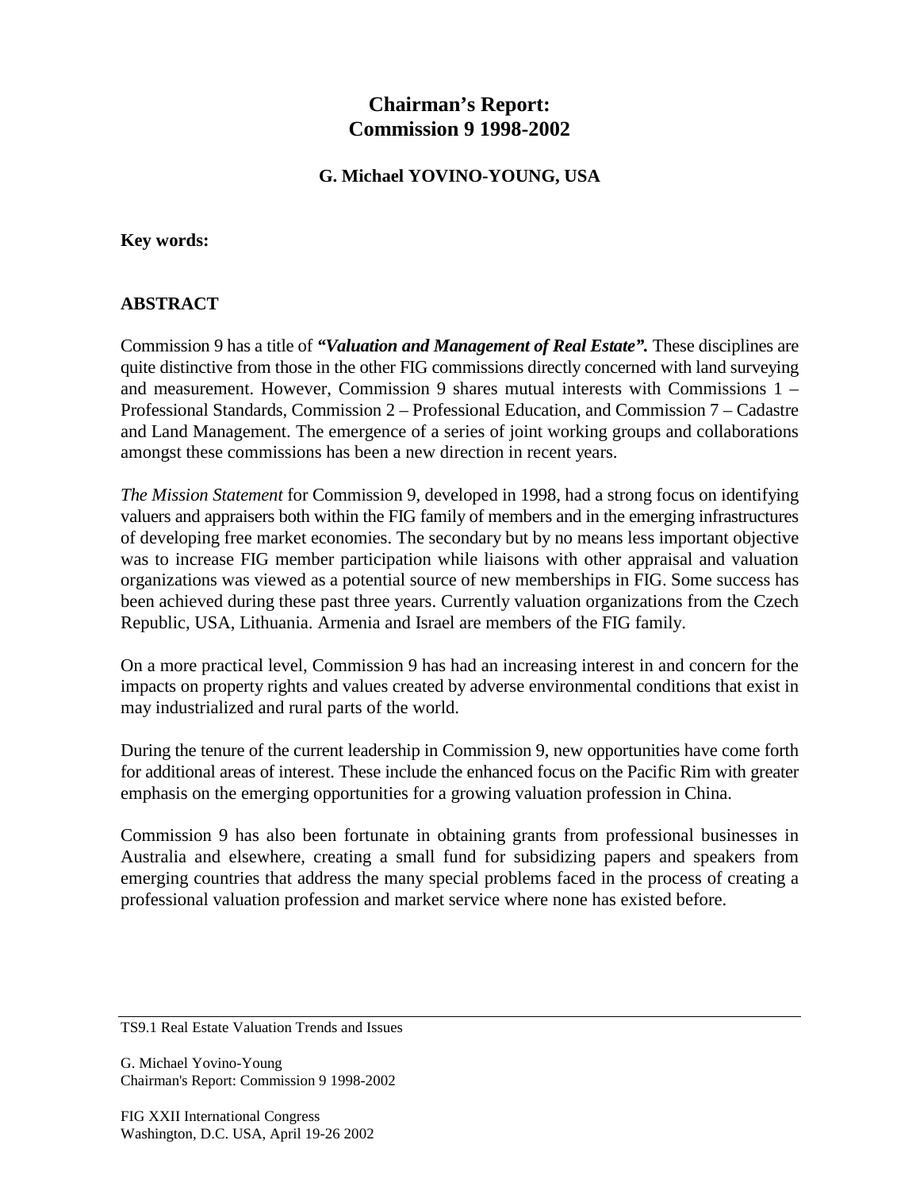# Chairman's Report: Commission 9 1998-2002

### G. Michael YOVINO-YOUNG, USA

**Key words:**

## ABSTRACT

Commission 9 has a title of ***"Valuation and Management of Real Estate".*** These disciplines are quite distinctive from those in the other FIG commissions directly concerned with land surveying and measurement. However, Commission 9 shares mutual interests with Commissions 1 – Professional Standards, Commission 2 – Professional Education, and Commission 7 – Cadastre and Land Management. The emergence of a series of joint working groups and collaborations amongst these commissions has been a new direction in recent years.

*The Mission Statement* for Commission 9, developed in 1998, had a strong focus on identifying valuers and appraisers both within the FIG family of members and in the emerging infrastructures of developing free market economies. The secondary but by no means less important objective was to increase FIG member participation while liaisons with other appraisal and valuation organizations was viewed as a potential source of new memberships in FIG. Some success has been achieved during these past three years. Currently valuation organizations from the Czech Republic, USA, Lithuania. Armenia and Israel are members of the FIG family.

On a more practical level, Commission 9 has had an increasing interest in and concern for the impacts on property rights and values created by adverse environmental conditions that exist in may industrialized and rural parts of the world.

During the tenure of the current leadership in Commission 9, new opportunities have come forth for additional areas of interest. These include the enhanced focus on the Pacific Rim with greater emphasis on the emerging opportunities for a growing valuation profession in China.

Commission 9 has also been fortunate in obtaining grants from professional businesses in Australia and elsewhere, creating a small fund for subsidizing papers and speakers from emerging countries that address the many special problems faced in the process of creating a professional valuation profession and market service where none has existed before.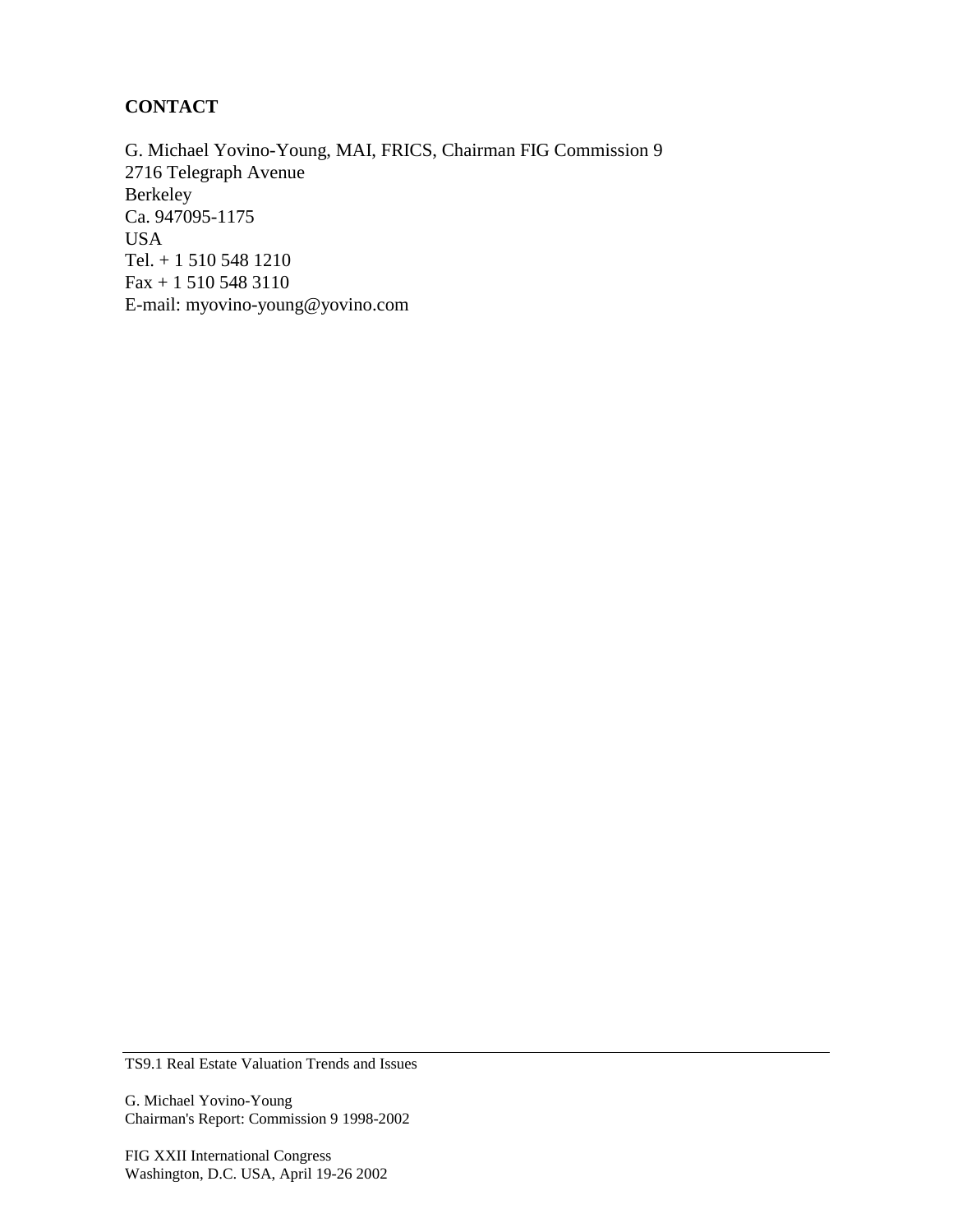**CONTACT**

G. Michael Yovino-Young, MAI, FRICS, Chairman FIG Commission 9
2716 Telegraph Avenue
Berkeley
Ca. 947095-1175
USA
Tel. + 1 510 548 1210
Fax + 1 510 548 3110
E-mail: myovino-young@yovino.com